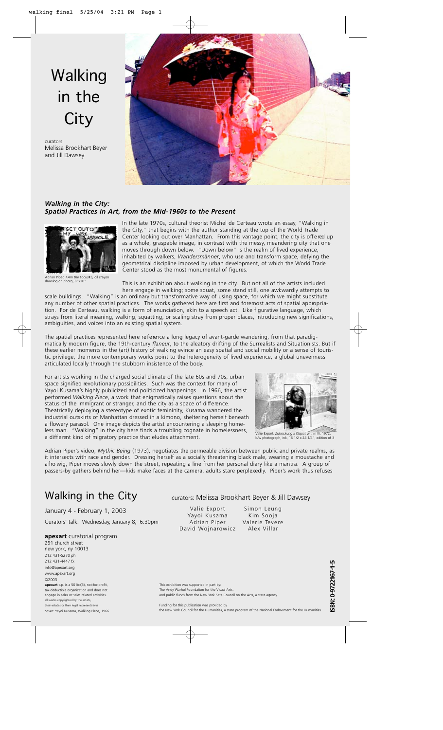# Walking in the City

curators:
Melissa Brookhart Beyer
and Jill Dawsey

### *Walking in the City: Spatial Practices in Art, from the Mid-1960s to the Present*

Adrian Piper, *I Am the Locus#5*, oil crayon drawing on photo, 8"x10"

In the late 1970s, cultural theorist Michel de Certeau wrote an essay, "Walking in the City," that begins with the author standing at the top of the World Trade Center looking out over Manhattan. From this vantage point, the city is offered up as a whole, graspable image, in contrast with the messy, meandering city that one moves through down below. "Down below" is the realm of lived experience, inhabited by walkers, *Wandersmänner*, who use and transform space, defying the geometrical discipline imposed by urban development, of which the World Trade Center stood as the most monumental of figures.

This is an exhibition about walking in the city. But not all of the artists included here engage in walking; some squat, some stand still, one awkwardly attempts to scale buildings. "Walking" is an ordinary but transformative way of using space, for which we might substitute any number of other spatial practices. The works gathered here are first and foremost acts of spatial appropriation. For de Certeau, walking is a form of enunciation, akin to a speech act. Like figurative language, which strays from literal meaning, walking, squatting, or scaling stray from proper places, introducing new significations, ambiguities, and voices into an existing spatial system.

The spatial practices represented here reference a long legacy of avant-garde wandering, from that paradigmatically modern figure, the 19th-century *flaneur*, to the aleatory drifting of the Surrealists and Situationists. But if these earlier moments in the (art) history of walking evince an easy spatial and social mobility or a sense of touristic privilege, the more contemporary works point to the heterogeneity of lived experience, a global unevenness articulated locally through the stubborn insistence of the body.

For artists working in the charged social climate of the late 60s and 70s, urban space signified revolutionary possibilities. Such was the context for many of Yayoi Kusama's highly publicized and politicized happenings. In 1966, the artist performed *Walking Piece*, a work that enigmatically raises questions about the status of the immigrant or stranger, and the city as a space of difference. Theatrically deploying a stereotype of exotic femininity, Kusama wandered the industrial outskirts of Manhattan dressed in a kimono, sheltering herself beneath a flowery parasol. One image depicts the artist encountering a sleeping homeless man. "Walking" in the city here finds a troubling cognate in homelessness, a different kind of migratory practice that eludes attachment.

Valie Export, *Zuhockung II* (Squat within II), 1972, b/w photograph, ink, 16 1/2 x 24 1/4", edition of 3

Adrian Piper's video, *Mythic Being* (1973), negotiates the permeable division between public and private realms, as it intersects with race and gender. Dressing herself as a socially threatening black male, wearing a moustache and afro wig, Piper moves slowly down the street, repeating a line from her personal diary like a mantra. A group of passers-by gathers behind her—kids make faces at the camera, adults stare perplexedly. Piper's work thus refuses

## Walking in the City

January 4 - February 1, 2003

Curators' talk: Wednesday, January 8, 6:30pm

curators: Melissa Brookhart Beyer & Jill Dawsey

Valie Export
Yayoi Kusama
Adrian Piper
David Wojnarowicz
Simon Leung
Kim Sooja
Valerie Tevere
Alex Villar

**apexart** curatorial program
291 church street
new york, ny 10013
212 431-5270 ph
212 431-4447 fx
info@apexart.org
www.apexart.org
©2003

**apexart** c.p. is a 501(c)(3), not-for-profit, tax-deductible organization and does not engage in sales or sales related activities.
all works copyrighted by the artists, their estates or their legal representatives
cover: Yayoi Kusama, Walking Piece, 1966

This exhibition was supported in part by:
The Andy Warhol Foundation for the Visual Arts,
and public funds from the New York Sate Council on the Arts, a state agency

Funding for this publication was provided by
the New York Council for the Humanities, a state program of the National Endowment for the Humanities

ISBN: 0-9722167-1-5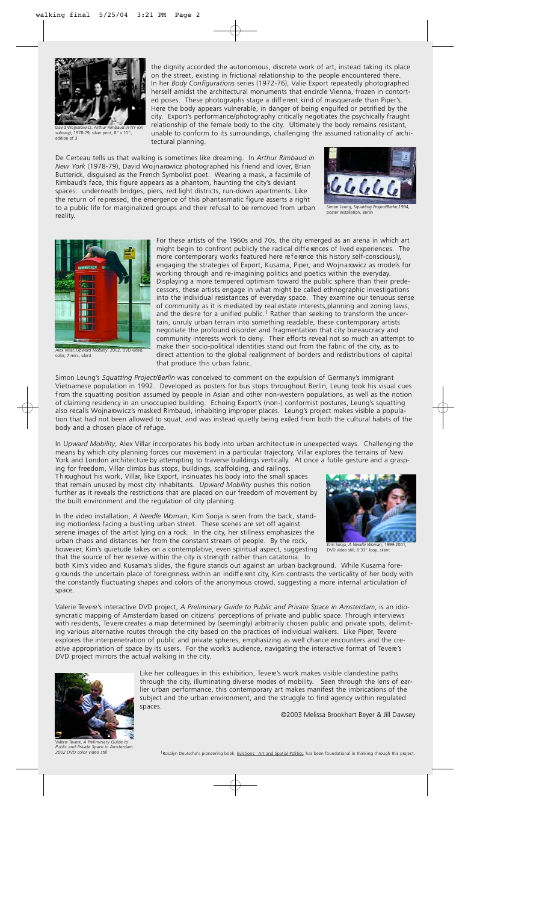the dignity accorded the autonomous, discrete work of art, instead taking its place on the street, existing in frictional relationship to the people encountered there. In her *Body Configurations* series (1972-76), Valie Export repeatedly photographed herself amidst the architectural monuments that encircle Vienna, frozen in contorted poses. These photographs stage a different kind of masquerade than Piper's. Here the body appears vulnerable, in danger of being engulfed or petrified by the city. Export's performance/photography critically negotiates the psychically fraught relationship of the female body to the city. Ultimately the body remains resistant, unable to conform to its surroundings, challenging the assumed rationality of architectural planning.

David Wojnarowicz, *Arthur Rimbaud in NY (on subway)*, 1978-79, silver print, 8" x 10", edition of 3

De Certeau tells us that walking is sometimes like dreaming. In *Arthur Rimbaud in New York* (1978-79), David Wojnarowicz photographed his friend and lover, Brian Butterick, disguised as the French Symbolist poet. Wearing a mask, a facsimile of Rimbaud's face, this figure appears as a phantom, haunting the city's deviant spaces: underneath bridges, piers, red light districts, run-down apartments. Like the return of repressed, the emergence of this phantasmatic figure asserts a right to a public life for marginalized groups and their refusal to be removed from urban reality.

Simon Leung, *Squatting Project/Berlin*,1994, poster installation, Berlin

For these artists of the 1960s and 70s, the city emerged as an arena in which art might begin to confront publicly the radical differences of lived experiences. The more contemporary works featured here reference this history self-consciously, engaging the strategies of Export, Kusama, Piper, and Wojnarowicz as models for working through and re-imagining politics and poetics within the everyday. Displaying a more tempered optimism toward the public sphere than their predecessors, these artists engage in what might be called ethnographic investigations into the individual resistances of everyday space. They examine our tenuous sense of community as it is mediated by real estate interests,planning and zoning laws, and the desire for a unified public.[1] Rather than seeking to transform the uncertain, unruly urban terrain into something readable, these contemporary artists negotiate the profound disorder and fragmentation that city bureaucracy and community interests work to deny. Their efforts reveal not so much an attempt to make their socio-political identities stand out from the fabric of the city, as to direct attention to the global realignment of borders and redistributions of capital that produce this urban fabric.

Alex Villar, *Upward Mobility*, 2002, DVD video, color, 7 min., silent

Simon Leung's *Squatting Project/Berlin* was conceived to comment on the expulsion of Germany's immigrant Vietnamese population in 1992. Developed as posters for bus stops throughout Berlin, Leung took his visual cues from the squatting position assumed by people in Asian and other non-western populations, as well as the notion of claiming residency in an unoccupied building. Echoing Export's (non-) conformist postures, Leung's squatting also recalls Wojnarowicz's masked Rimbaud, inhabiting improper places. Leung's project makes visible a population that had not been allowed to squat, and was instead quietly being exiled from both the cultural habits of the body and a chosen place of refuge.

In *Upward Mobility*, Alex Villar incorporates his body into urban architecture in unexpected ways. Challenging the means by which city planning forces our movement in a particular trajectory, Villar explores the terrains of New York and London architecture by attempting to traverse buildings vertically. At once a futile gesture and a grasping for freedom, Villar climbs bus stops, buildings, scaffolding, and railings. Throughout his work, Villar, like Export, insinuates his body into the small spaces that remain unused by most city inhabitants. *Upward Mobility* pushes this notion further as it reveals the restrictions that are placed on our freedom of movement by the built environment and the regulation of city planning.

In the video installation, *A Needle Woman*, Kim Sooja is seen from the back, standing motionless facing a bustling urban street. These scenes are set off against serene images of the artist lying on a rock. In the city, her stillness emphasizes the urban chaos and distances her from the constant stream of people. By the rock, however, Kim's quietude takes on a contemplative, even spiritual aspect, suggesting that the source of her reserve within the city is strength rather than catatonia. In both Kim's video and Kusama's slides, the figure stands out against an urban background. While Kusama foregrounds the uncertain place of foreignness within an indifferent city, Kim contrasts the verticality of her body with the constantly fluctuating shapes and colors of the anonymous crowd, suggesting a more internal articulation of space.

Kim Sooja, *A Needle Woman*, 1999-2001, DVD video still, 6'33" loop, silent

Valerie Tevere's interactive DVD project, *A Preliminary Guide to Public and Private Space in Amsterdam*, is an idiosyncratic mapping of Amsterdam based on citizens' perceptions of private and public space. Through interviews with residents, Tevere creates a map determined by (seemingly) arbitrarily chosen public and private spots, delimiting various alternative routes through the city based on the practices of individual walkers. Like Piper, Tevere explores the interpenetration of public and private spheres, emphasizing as well chance encounters and the creative appropriation of space by its users. For the work's audience, navigating the interactive format of Tevere's DVD project mirrors the actual walking in the city.

Like her colleagues in this exhibition, Tevere's work makes visible clandestine paths through the city, illuminating diverse modes of mobility. Seen through the lens of earlier urban performance, this contemporary art makes manifest the imbrications of the subject and the urban environment, and the struggle to find agency within regulated spaces.

©2003 Melissa Brookhart Beyer & Jill Dawsey

Valerie Tevere, *A Preliminary Guide to Public and Private Space in Amsterdam 2002 DVD color video still*

[1] Rosalyn Deutsche's pioneering book, Evictions: Art and Spatial Politics, has been foundational in thinking through this project.